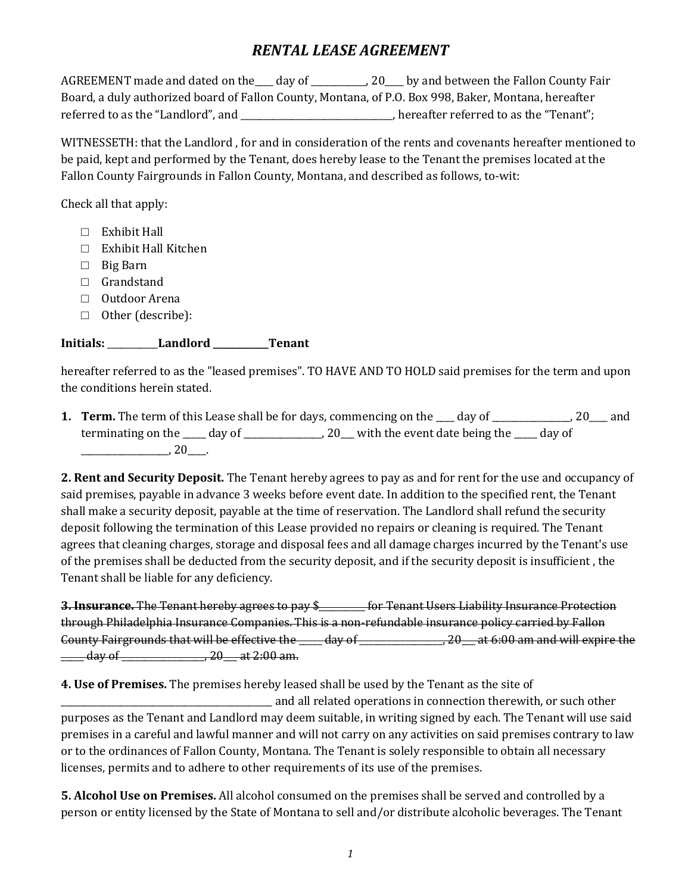# *RENTAL LEASE AGREEMENT*

AGREEMENT made and dated on the____ day of ____________, 20____ by and between the Fallon County Fair Board, a duly authorized board of Fallon County, Montana, of P.O. Box 998, Baker, Montana, hereafter referred to as the "Landlord", and _________________________________, hereafter referred to as the "Tenant";

WITNESSETH: that the Landlord , for and in consideration of the rents and covenants hereafter mentioned to be paid, kept and performed by the Tenant, does hereby lease to the Tenant the premises located at the Fallon County Fairgrounds in Fallon County, Montana, and described as follows, to-wit:

Check all that apply:

- ☐ Exhibit Hall
- ☐ Exhibit Hall Kitchen
- ☐ Big Barn
- ☐ Grandstand
- ☐ Outdoor Arena
- ☐ Other (describe):

**Initials: ___________Landlord ____________Tenant**

hereafter referred to as the "leased premises". TO HAVE AND TO HOLD said premises for the term and upon the conditions herein stated.

1. **Term.** The term of this Lease shall be for days, commencing on the ____ day of _________________, 20____ and terminating on the _____ day of _________________, 20___ with the event date being the _____ day of ___________________, 20____.

**2. Rent and Security Deposit.** The Tenant hereby agrees to pay as and for rent for the use and occupancy of said premises, payable in advance 3 weeks before event date. In addition to the specified rent, the Tenant shall make a security deposit, payable at the time of reservation. The Landlord shall refund the security deposit following the termination of this Lease provided no repairs or cleaning is required. The Tenant agrees that cleaning charges, storage and disposal fees and all damage charges incurred by the Tenant's use of the premises shall be deducted from the security deposit, and if the security deposit is insufficient , the Tenant shall be liable for any deficiency.

~~**3. Insurance.** The Tenant hereby agrees to pay $__________ for Tenant Users Liability Insurance Protection through Philadelphia Insurance Companies. This is a non-refundable insurance policy carried by Fallon County Fairgrounds that will be effective the _____ day of _________________, 20___ at 6:00 am and will expire the _____ day of _________________, 20___ at 2:00 am.~~

**4. Use of Premises.** The premises hereby leased shall be used by the Tenant as the site of ______________________________________________ and all related operations in connection therewith, or such other purposes as the Tenant and Landlord may deem suitable, in writing signed by each. The Tenant will use said premises in a careful and lawful manner and will not carry on any activities on said premises contrary to law or to the ordinances of Fallon County, Montana. The Tenant is solely responsible to obtain all necessary licenses, permits and to adhere to other requirements of its use of the premises.

**5. Alcohol Use on Premises.** All alcohol consumed on the premises shall be served and controlled by a person or entity licensed by the State of Montana to sell and/or distribute alcoholic beverages. The Tenant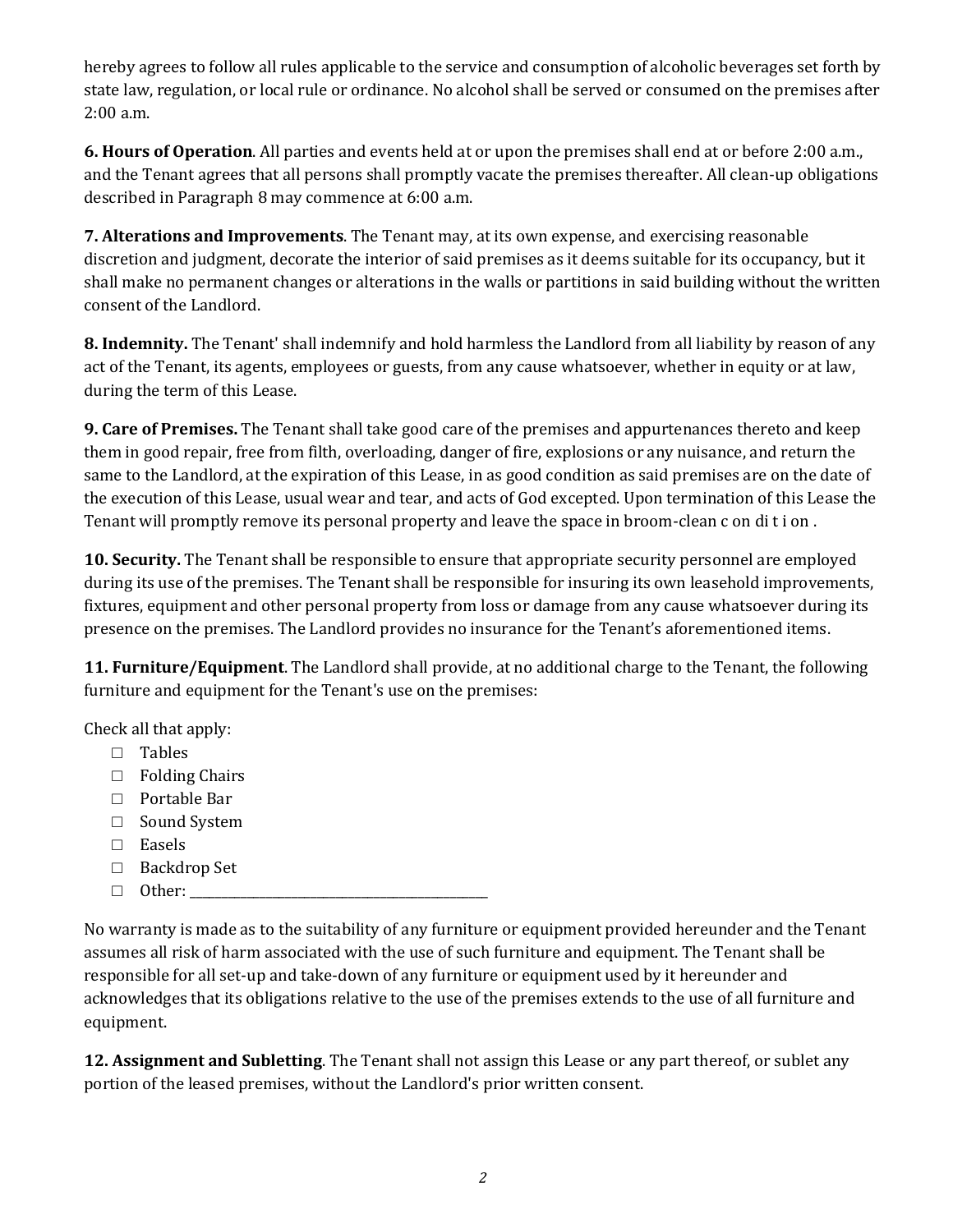hereby agrees to follow all rules applicable to the service and consumption of alcoholic beverages set forth by state law, regulation, or local rule or ordinance. No alcohol shall be served or consumed on the premises after 2:00 a.m.

**6. Hours of Operation**. All parties and events held at or upon the premises shall end at or before 2:00 a.m., and the Tenant agrees that all persons shall promptly vacate the premises thereafter. All clean-up obligations described in Paragraph 8 may commence at 6:00 a.m.

**7. Alterations and Improvements**. The Tenant may, at its own expense, and exercising reasonable discretion and judgment, decorate the interior of said premises as it deems suitable for its occupancy, but it shall make no permanent changes or alterations in the walls or partitions in said building without the written consent of the Landlord.

**8. Indemnity.** The Tenant' shall indemnify and hold harmless the Landlord from all liability by reason of any act of the Tenant, its agents, employees or guests, from any cause whatsoever, whether in equity or at law, during the term of this Lease.

**9. Care of Premises.** The Tenant shall take good care of the premises and appurtenances thereto and keep them in good repair, free from filth, overloading, danger of fire, explosions or any nuisance, and return the same to the Landlord, at the expiration of this Lease, in as good condition as said premises are on the date of the execution of this Lease, usual wear and tear, and acts of God excepted. Upon termination of this Lease the Tenant will promptly remove its personal property and leave the space in broom-clean c on di t i on .

**10. Security.** The Tenant shall be responsible to ensure that appropriate security personnel are employed during its use of the premises. The Tenant shall be responsible for insuring its own leasehold improvements, fixtures, equipment and other personal property from loss or damage from any cause whatsoever during its presence on the premises. The Landlord provides no insurance for the Tenant's aforementioned items.

**11. Furniture/Equipment**. The Landlord shall provide, at no additional charge to the Tenant, the following furniture and equipment for the Tenant's use on the premises:

Check all that apply:

- ☐ Tables
- ☐ Folding Chairs
- ☐ Portable Bar
- ☐ Sound System
- ☐ Easels
- ☐ Backdrop Set
- ☐ Other: ________________________________________

No warranty is made as to the suitability of any furniture or equipment provided hereunder and the Tenant assumes all risk of harm associated with the use of such furniture and equipment. The Tenant shall be responsible for all set-up and take-down of any furniture or equipment used by it hereunder and acknowledges that its obligations relative to the use of the premises extends to the use of all furniture and equipment.

**12. Assignment and Subletting**. The Tenant shall not assign this Lease or any part thereof, or sublet any portion of the leased premises, without the Landlord's prior written consent.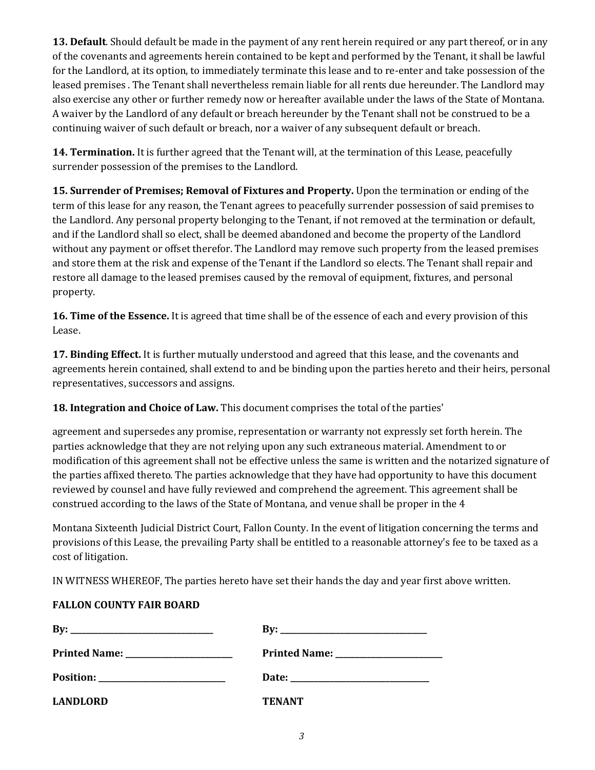**13. Default**. Should default be made in the payment of any rent herein required or any part thereof, or in any of the covenants and agreements herein contained to be kept and performed by the Tenant, it shall be lawful for the Landlord, at its option, to immediately terminate this lease and to re-enter and take possession of the leased premises . The Tenant shall nevertheless remain liable for all rents due hereunder. The Landlord may also exercise any other or further remedy now or hereafter available under the laws of the State of Montana. A waiver by the Landlord of any default or breach hereunder by the Tenant shall not be construed to be a continuing waiver of such default or breach, nor a waiver of any subsequent default or breach.

**14. Termination.** It is further agreed that the Tenant will, at the termination of this Lease, peacefully surrender possession of the premises to the Landlord.

**15. Surrender of Premises; Removal of Fixtures and Property.** Upon the termination or ending of the term of this lease for any reason, the Tenant agrees to peacefully surrender possession of said premises to the Landlord. Any personal property belonging to the Tenant, if not removed at the termination or default, and if the Landlord shall so elect, shall be deemed abandoned and become the property of the Landlord without any payment or offset therefor. The Landlord may remove such property from the leased premises and store them at the risk and expense of the Tenant if the Landlord so elects. The Tenant shall repair and restore all damage to the leased premises caused by the removal of equipment, fixtures, and personal property.

**16. Time of the Essence.** It is agreed that time shall be of the essence of each and every provision of this Lease.

**17. Binding Effect.** It is further mutually understood and agreed that this lease, and the covenants and agreements herein contained, shall extend to and be binding upon the parties hereto and their heirs, personal representatives, successors and assigns.

**18. Integration and Choice of Law.** This document comprises the total of the parties'

agreement and supersedes any promise, representation or warranty not expressly set forth herein. The parties acknowledge that they are not relying upon any such extraneous material. Amendment to or modification of this agreement shall not be effective unless the same is written and the notarized signature of the parties affixed thereto. The parties acknowledge that they have had opportunity to have this document reviewed by counsel and have fully reviewed and comprehend the agreement. This agreement shall be construed according to the laws of the State of Montana, and venue shall be proper in the 4

Montana Sixteenth Judicial District Court, Fallon County. In the event of litigation concerning the terms and provisions of this Lease, the prevailing Party shall be entitled to a reasonable attorney's fee to be taxed as a cost of litigation.

IN WITNESS WHEREOF, The parties hereto have set their hands the day and year first above written.

**FALLON COUNTY FAIR BOARD**

| | |
|---|---|
| **By:** ______________________ | **By:** ______________________ |
| **Printed Name:** ______________ | **Printed Name:** ______________ |
| **Position:** __________________ | **Date:** ______________________ |
| **LANDLORD** | **TENANT** |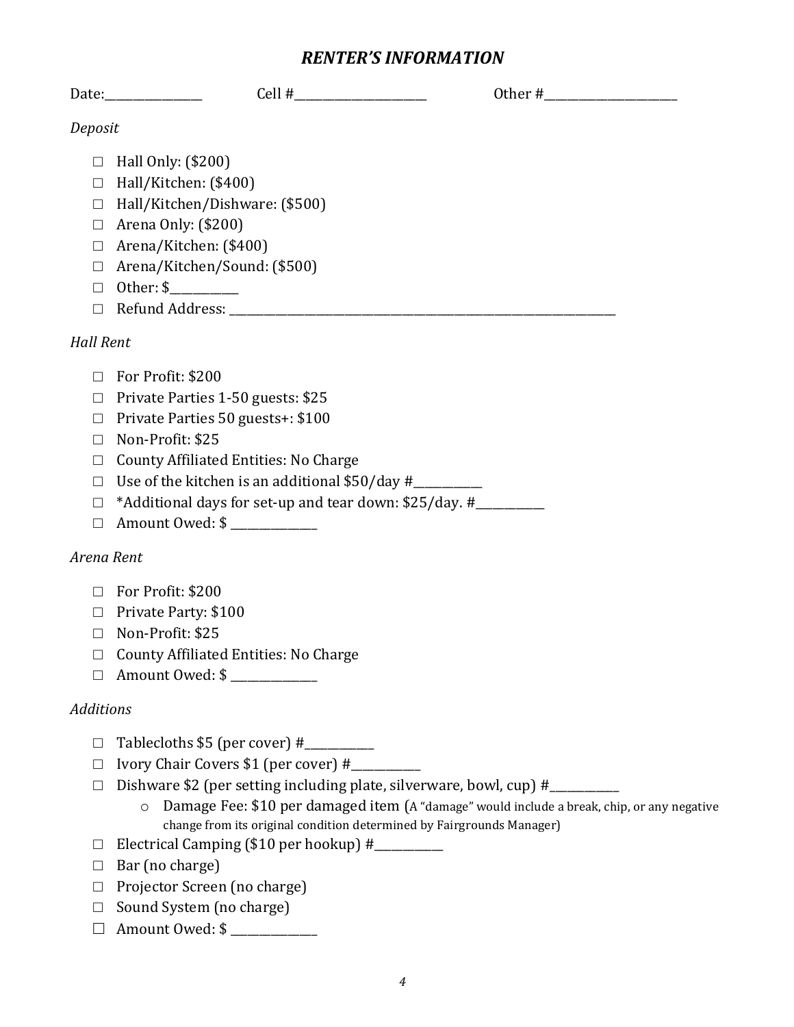## *RENTER'S INFORMATION*

Date:________________ Cell #______________________ Other #______________________

*Deposit*

- ☐ Hall Only: ($200)
- ☐ Hall/Kitchen: ($400)
- ☐ Hall/Kitchen/Dishware: ($500)
- ☐ Arena Only: ($200)
- ☐ Arena/Kitchen: ($400)
- ☐ Arena/Kitchen/Sound: ($500)
- ☐ Other: $___________
- ☐ Refund Address: ____________________________________________________________________

*Hall Rent*

- ☐ For Profit: $200
- ☐ Private Parties 1-50 guests: $25
- ☐ Private Parties 50 guests+: $100
- ☐ Non-Profit: $25
- ☐ County Affiliated Entities: No Charge
- ☐ Use of the kitchen is an additional $50/day #___________
- ☐ *Additional days for set-up and tear down: $25/day. #___________
- ☐ Amount Owed: $ ______________

*Arena Rent*

- ☐ For Profit: $200
- ☐ Private Party: $100
- ☐ Non-Profit: $25
- ☐ County Affiliated Entities: No Charge
- ☐ Amount Owed: $ ______________

*Additions*

- ☐ Tablecloths $5 (per cover) #___________
- ☐ Ivory Chair Covers $1 (per cover) #___________
- ☐ Dishware $2 (per setting including plate, silverware, bowl, cup) #___________
  - Damage Fee: $10 per damaged item (A "damage" would include a break, chip, or any negative change from its original condition determined by Fairgrounds Manager)
- ☐ Electrical Camping ($10 per hookup) #___________
- ☐ Bar (no charge)
- ☐ Projector Screen (no charge)
- ☐ Sound System (no charge)
- ☐ Amount Owed: $ ______________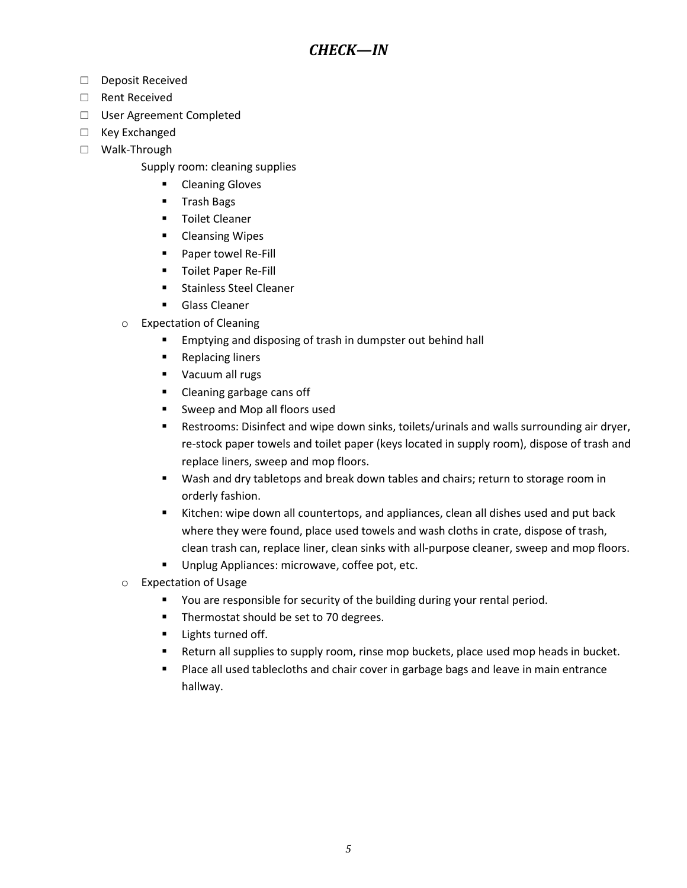# *CHECK—IN*

- ☐ Deposit Received
- ☐ Rent Received
- ☐ User Agreement Completed
- ☐ Key Exchanged
- ☐ Walk-Through

    Supply room: cleaning supplies
    - Cleaning Gloves
    - Trash Bags
    - Toilet Cleaner
    - Cleansing Wipes
    - Paper towel Re-Fill
    - Toilet Paper Re-Fill
    - Stainless Steel Cleaner
    - Glass Cleaner

  - Expectation of Cleaning
    - Emptying and disposing of trash in dumpster out behind hall
    - Replacing liners
    - Vacuum all rugs
    - Cleaning garbage cans off
    - Sweep and Mop all floors used
    - Restrooms: Disinfect and wipe down sinks, toilets/urinals and walls surrounding air dryer, re-stock paper towels and toilet paper (keys located in supply room), dispose of trash and replace liners, sweep and mop floors.
    - Wash and dry tabletops and break down tables and chairs; return to storage room in orderly fashion.
    - Kitchen: wipe down all countertops, and appliances, clean all dishes used and put back where they were found, place used towels and wash cloths in crate, dispose of trash, clean trash can, replace liner, clean sinks with all-purpose cleaner, sweep and mop floors.
    - Unplug Appliances: microwave, coffee pot, etc.
  - Expectation of Usage
    - You are responsible for security of the building during your rental period.
    - Thermostat should be set to 70 degrees.
    - Lights turned off.
    - Return all supplies to supply room, rinse mop buckets, place used mop heads in bucket.
    - Place all used tablecloths and chair cover in garbage bags and leave in main entrance hallway.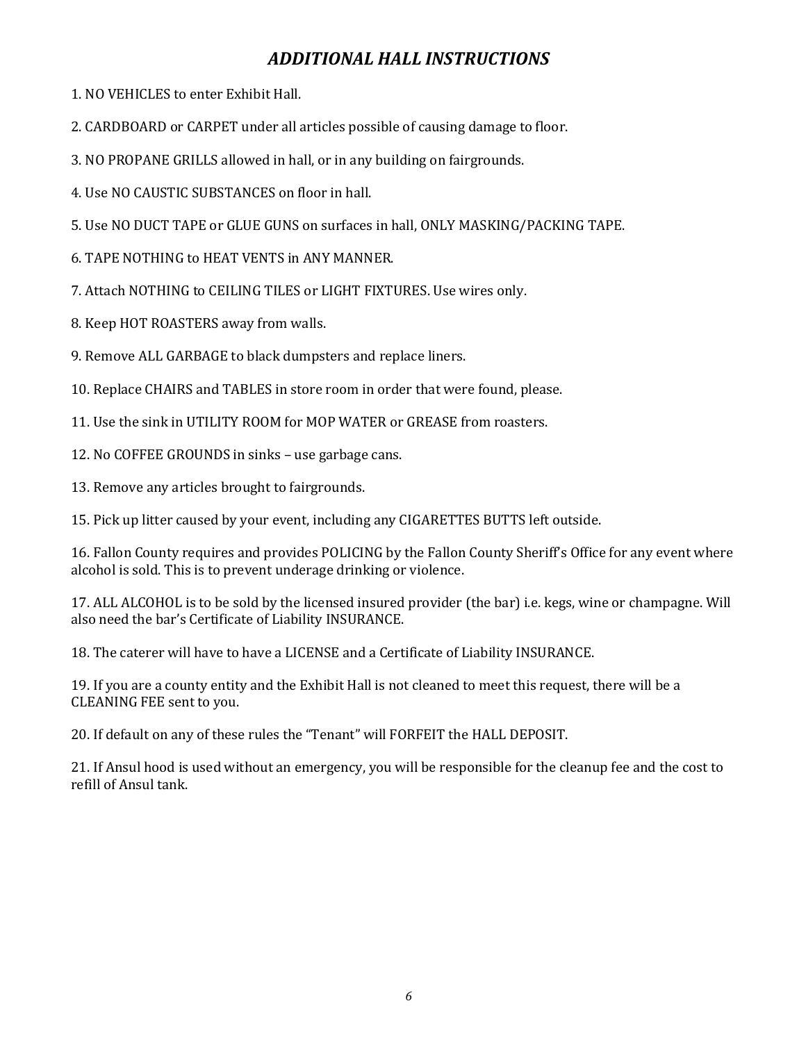## *ADDITIONAL HALL INSTRUCTIONS*

1. NO VEHICLES to enter Exhibit Hall.

2. CARDBOARD or CARPET under all articles possible of causing damage to floor.

3. NO PROPANE GRILLS allowed in hall, or in any building on fairgrounds.

4. Use NO CAUSTIC SUBSTANCES on floor in hall.

5. Use NO DUCT TAPE or GLUE GUNS on surfaces in hall, ONLY MASKING/PACKING TAPE.

6. TAPE NOTHING to HEAT VENTS in ANY MANNER.

7. Attach NOTHING to CEILING TILES or LIGHT FIXTURES. Use wires only.

8. Keep HOT ROASTERS away from walls.

9. Remove ALL GARBAGE to black dumpsters and replace liners.

10. Replace CHAIRS and TABLES in store room in order that were found, please.

11. Use the sink in UTILITY ROOM for MOP WATER or GREASE from roasters.

12. No COFFEE GROUNDS in sinks – use garbage cans.

13. Remove any articles brought to fairgrounds.

15. Pick up litter caused by your event, including any CIGARETTES BUTTS left outside.

16. Fallon County requires and provides POLICING by the Fallon County Sheriff's Office for any event where alcohol is sold. This is to prevent underage drinking or violence.

17. ALL ALCOHOL is to be sold by the licensed insured provider (the bar) i.e. kegs, wine or champagne. Will also need the bar's Certificate of Liability INSURANCE.

18. The caterer will have to have a LICENSE and a Certificate of Liability INSURANCE.

19. If you are a county entity and the Exhibit Hall is not cleaned to meet this request, there will be a CLEANING FEE sent to you.

20. If default on any of these rules the "Tenant" will FORFEIT the HALL DEPOSIT.

21. If Ansul hood is used without an emergency, you will be responsible for the cleanup fee and the cost to refill of Ansul tank.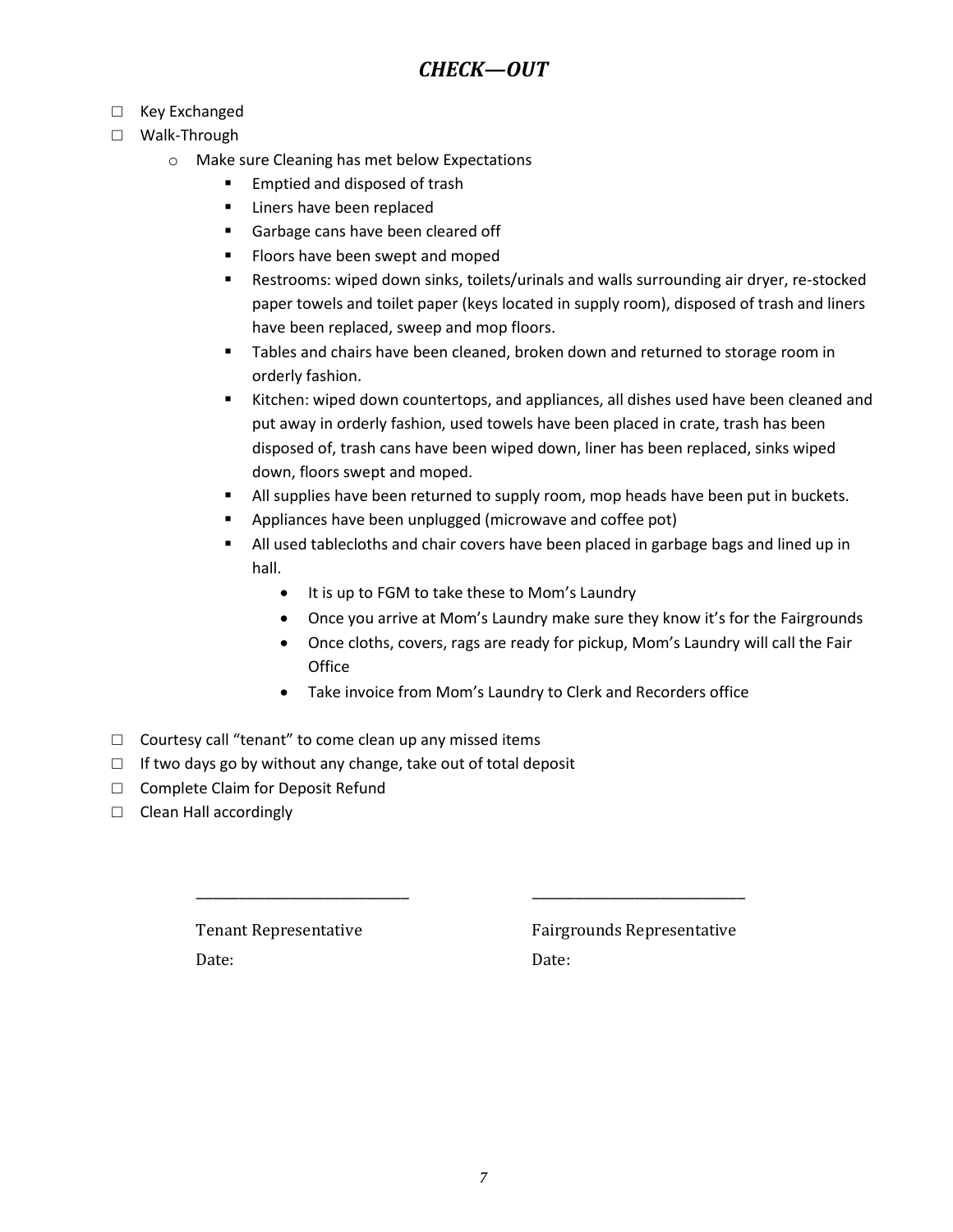# ***CHECK—OUT***

- ☐ Key Exchanged
- ☐ Walk-Through
  - Make sure Cleaning has met below Expectations
    - Emptied and disposed of trash
    - Liners have been replaced
    - Garbage cans have been cleared off
    - Floors have been swept and moped
    - Restrooms: wiped down sinks, toilets/urinals and walls surrounding air dryer, re-stocked paper towels and toilet paper (keys located in supply room), disposed of trash and liners have been replaced, sweep and mop floors.
    - Tables and chairs have been cleaned, broken down and returned to storage room in orderly fashion.
    - Kitchen: wiped down countertops, and appliances, all dishes used have been cleaned and put away in orderly fashion, used towels have been placed in crate, trash has been disposed of, trash cans have been wiped down, liner has been replaced, sinks wiped down, floors swept and moped.
    - All supplies have been returned to supply room, mop heads have been put in buckets.
    - Appliances have been unplugged (microwave and coffee pot)
    - All used tablecloths and chair covers have been placed in garbage bags and lined up in hall.
      - It is up to FGM to take these to Mom's Laundry
      - Once you arrive at Mom's Laundry make sure they know it's for the Fairgrounds
      - Once cloths, covers, rags are ready for pickup, Mom's Laundry will call the Fair Office
      - Take invoice from Mom's Laundry to Clerk and Recorders office

- ☐ Courtesy call "tenant" to come clean up any missed items
- ☐ If two days go by without any change, take out of total deposit
- ☐ Complete Claim for Deposit Refund
- ☐ Clean Hall accordingly

___________________________ ___________________________

Tenant Representative Fairgrounds Representative

Date: Date: